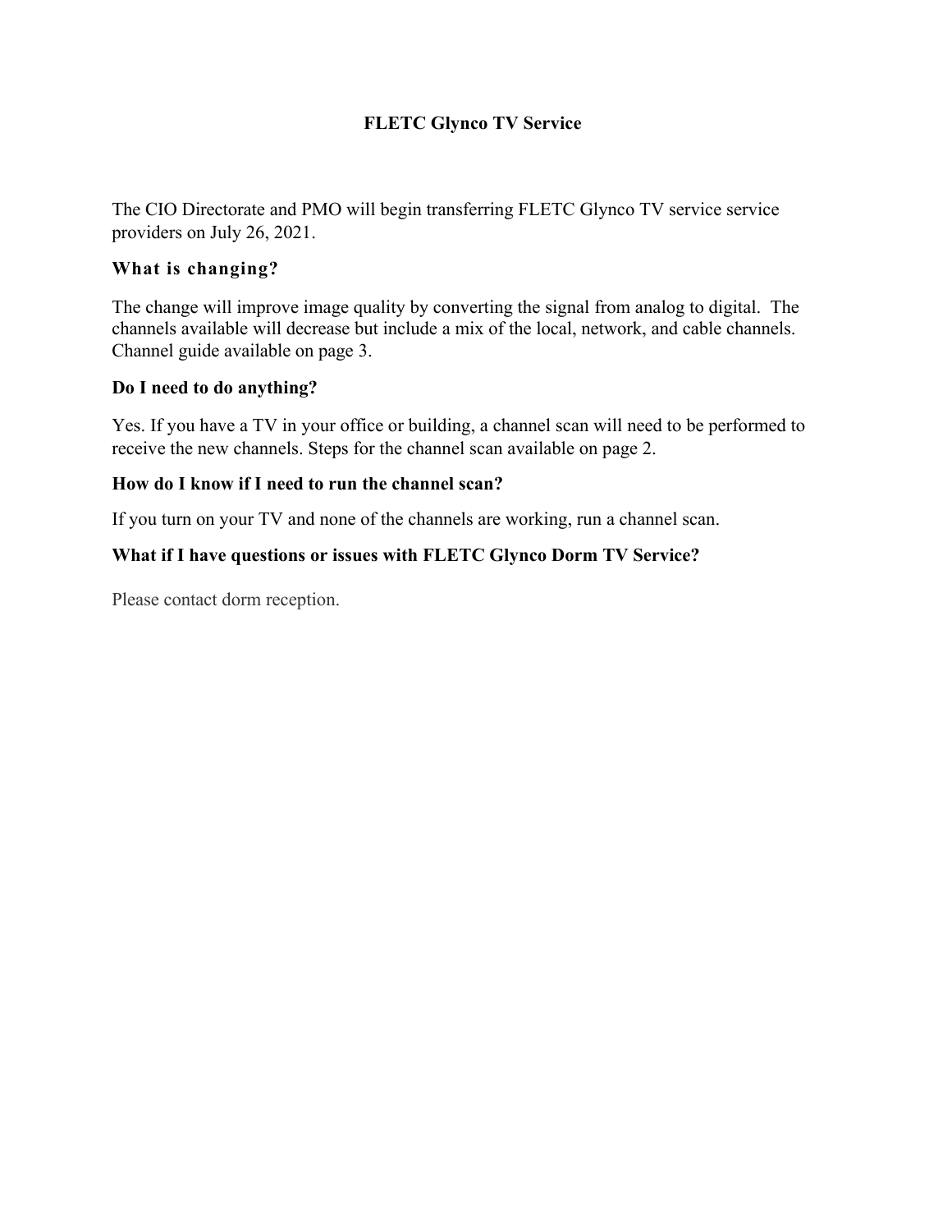# FLETC Glynco TV Service

The CIO Directorate and PMO will begin transferring FLETC Glynco TV service service providers on July 26, 2021.

### What is changing?

The change will improve image quality by converting the signal from analog to digital. The channels available will decrease but include a mix of the local, network, and cable channels. Channel guide available on page 3.

### Do I need to do anything?

Yes. If you have a TV in your office or building, a channel scan will need to be performed to receive the new channels. Steps for the channel scan available on page 2.

### How do I know if I need to run the channel scan?

If you turn on your TV and none of the channels are working, run a channel scan.

### What if I have questions or issues with FLETC Glynco Dorm TV Service?

Please contact dorm reception.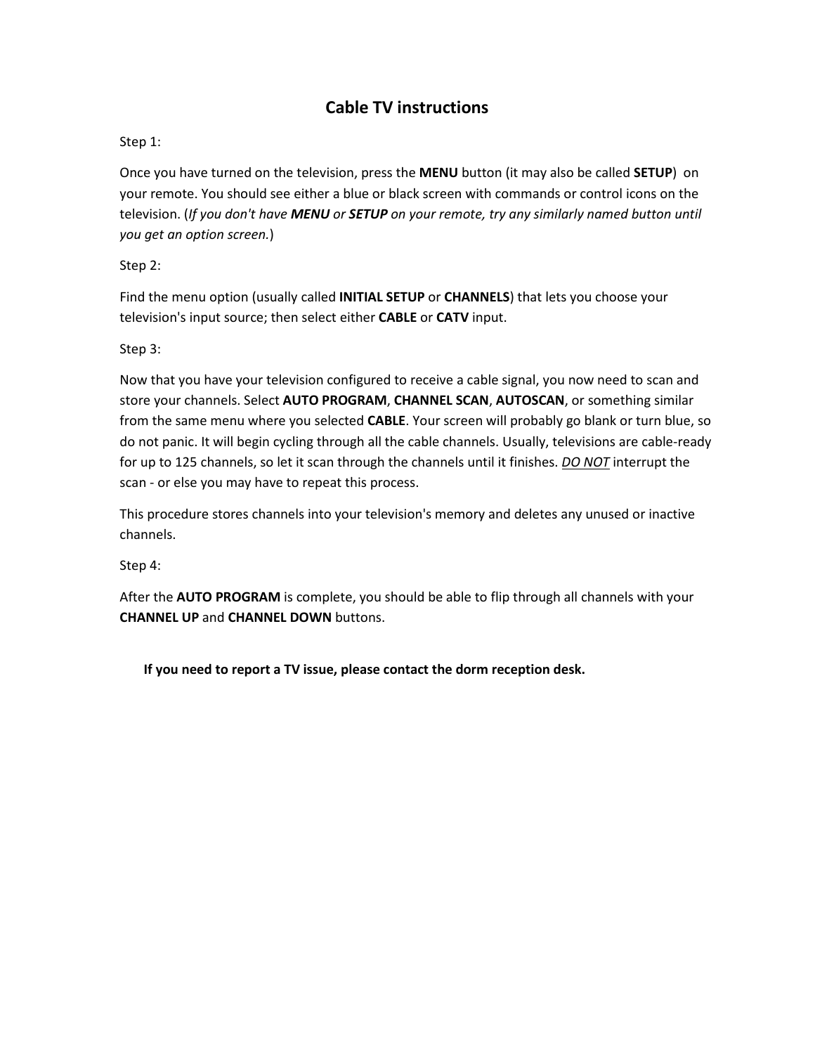# Cable TV instructions

Step 1:

Once you have turned on the television, press the **MENU** button (it may also be called **SETUP**) on your remote. You should see either a blue or black screen with commands or control icons on the television. (*If you don't have **MENU** or **SETUP** on your remote, try any similarly named button until you get an option screen.*)

Step 2:

Find the menu option (usually called **INITIAL SETUP** or **CHANNELS**) that lets you choose your television's input source; then select either **CABLE** or **CATV** input.

Step 3:

Now that you have your television configured to receive a cable signal, you now need to scan and store your channels. Select **AUTO PROGRAM**, **CHANNEL SCAN**, **AUTOSCAN**, or something similar from the same menu where you selected **CABLE**. Your screen will probably go blank or turn blue, so do not panic. It will begin cycling through all the cable channels. Usually, televisions are cable-ready for up to 125 channels, so let it scan through the channels until it finishes. <u>*DO NOT*</u> interrupt the scan - or else you may have to repeat this process.

This procedure stores channels into your television's memory and deletes any unused or inactive channels.

Step 4:

After the **AUTO PROGRAM** is complete, you should be able to flip through all channels with your **CHANNEL UP** and **CHANNEL DOWN** buttons.

**If you need to report a TV issue, please contact the dorm reception desk.**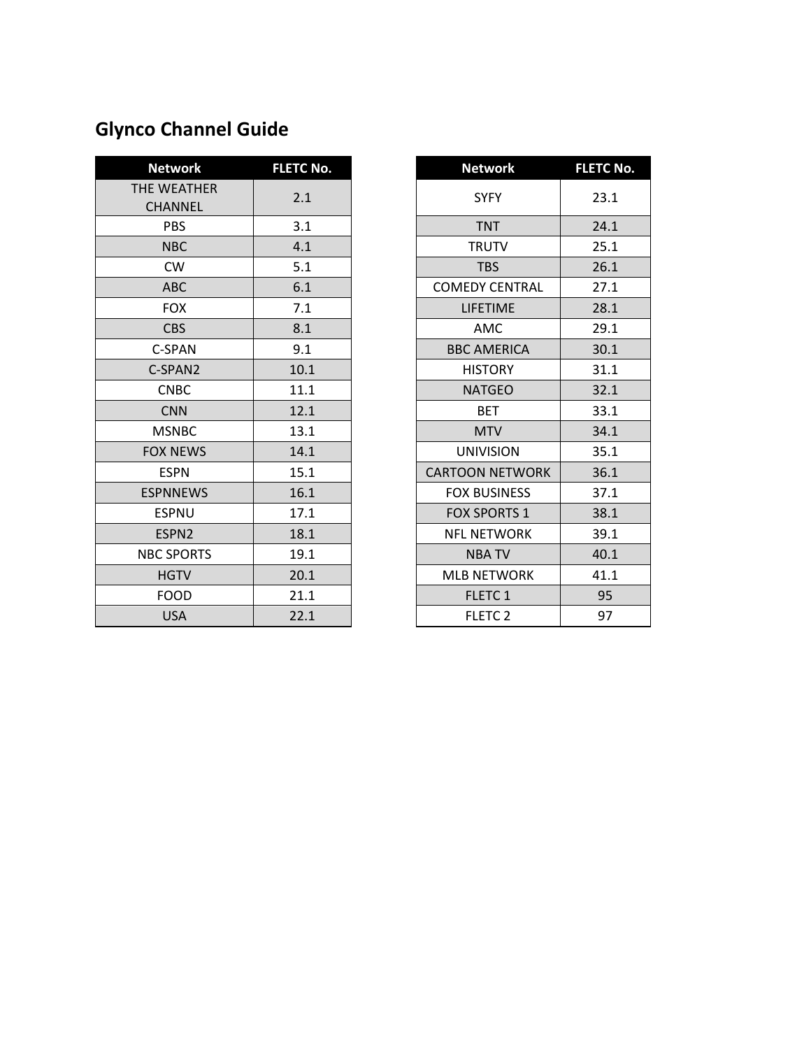## Glynco Channel Guide

| Network | FLETC No. |
|---|---|
| THE WEATHER CHANNEL | 2.1 |
| PBS | 3.1 |
| NBC | 4.1 |
| CW | 5.1 |
| ABC | 6.1 |
| FOX | 7.1 |
| CBS | 8.1 |
| C-SPAN | 9.1 |
| C-SPAN2 | 10.1 |
| CNBC | 11.1 |
| CNN | 12.1 |
| MSNBC | 13.1 |
| FOX NEWS | 14.1 |
| ESPN | 15.1 |
| ESPNNEWS | 16.1 |
| ESPNU | 17.1 |
| ESPN2 | 18.1 |
| NBC SPORTS | 19.1 |
| HGTV | 20.1 |
| FOOD | 21.1 |
| USA | 22.1 |

| Network | FLETC No. |
|---|---|
| SYFY | 23.1 |
| TNT | 24.1 |
| TRUTV | 25.1 |
| TBS | 26.1 |
| COMEDY CENTRAL | 27.1 |
| LIFETIME | 28.1 |
| AMC | 29.1 |
| BBC AMERICA | 30.1 |
| HISTORY | 31.1 |
| NATGEO | 32.1 |
| BET | 33.1 |
| MTV | 34.1 |
| UNIVISION | 35.1 |
| CARTOON NETWORK | 36.1 |
| FOX BUSINESS | 37.1 |
| FOX SPORTS 1 | 38.1 |
| NFL NETWORK | 39.1 |
| NBA TV | 40.1 |
| MLB NETWORK | 41.1 |
| FLETC 1 | 95 |
| FLETC 2 | 97 |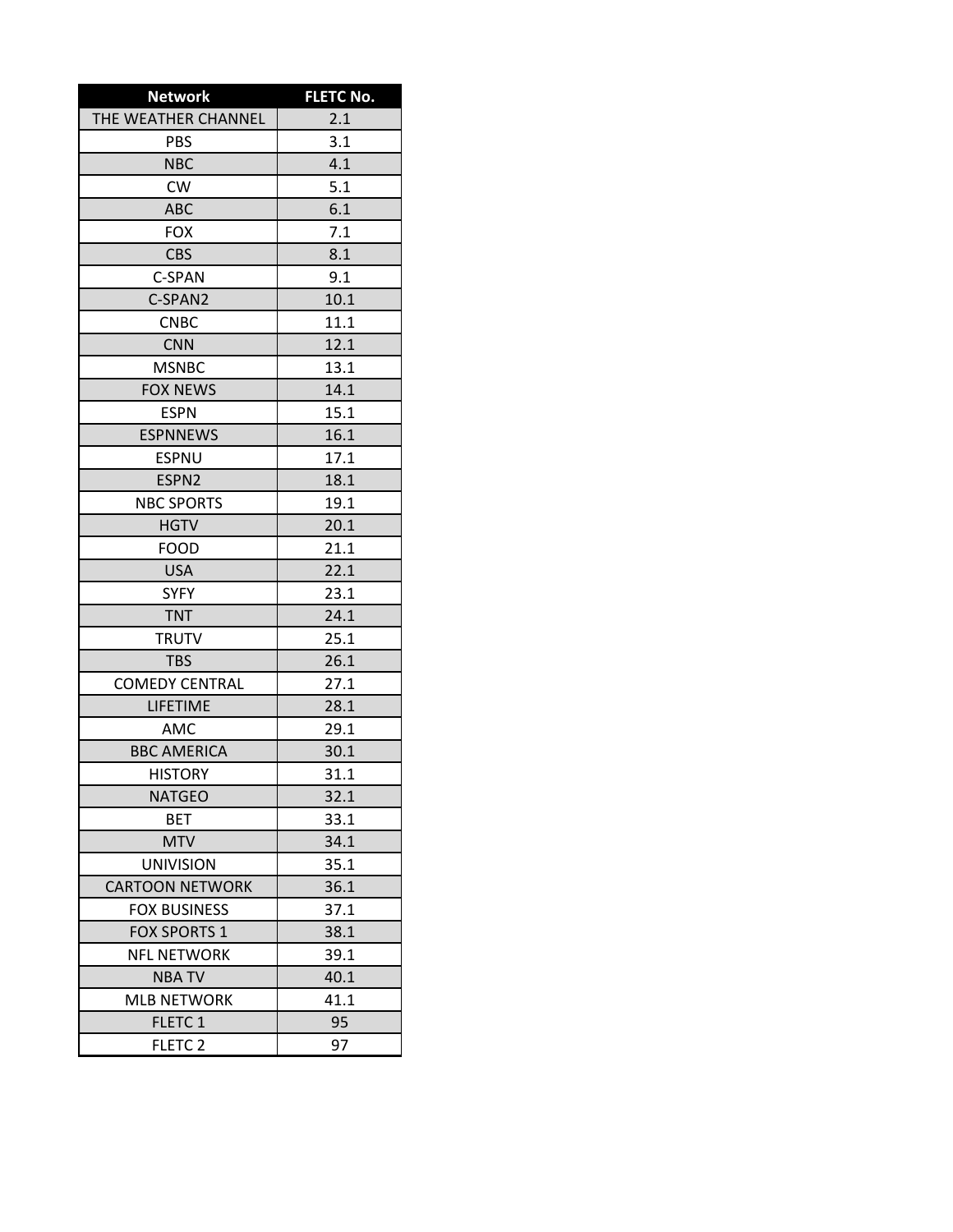| Network | FLETC No. |
| --- | --- |
| THE WEATHER CHANNEL | 2.1 |
| PBS | 3.1 |
| NBC | 4.1 |
| CW | 5.1 |
| ABC | 6.1 |
| FOX | 7.1 |
| CBS | 8.1 |
| C-SPAN | 9.1 |
| C-SPAN2 | 10.1 |
| CNBC | 11.1 |
| CNN | 12.1 |
| MSNBC | 13.1 |
| FOX NEWS | 14.1 |
| ESPN | 15.1 |
| ESPNNEWS | 16.1 |
| ESPNU | 17.1 |
| ESPN2 | 18.1 |
| NBC SPORTS | 19.1 |
| HGTV | 20.1 |
| FOOD | 21.1 |
| USA | 22.1 |
| SYFY | 23.1 |
| TNT | 24.1 |
| TRUTV | 25.1 |
| TBS | 26.1 |
| COMEDY CENTRAL | 27.1 |
| LIFETIME | 28.1 |
| AMC | 29.1 |
| BBC AMERICA | 30.1 |
| HISTORY | 31.1 |
| NATGEO | 32.1 |
| BET | 33.1 |
| MTV | 34.1 |
| UNIVISION | 35.1 |
| CARTOON NETWORK | 36.1 |
| FOX BUSINESS | 37.1 |
| FOX SPORTS 1 | 38.1 |
| NFL NETWORK | 39.1 |
| NBA TV | 40.1 |
| MLB NETWORK | 41.1 |
| FLETC 1 | 95 |
| FLETC 2 | 97 |